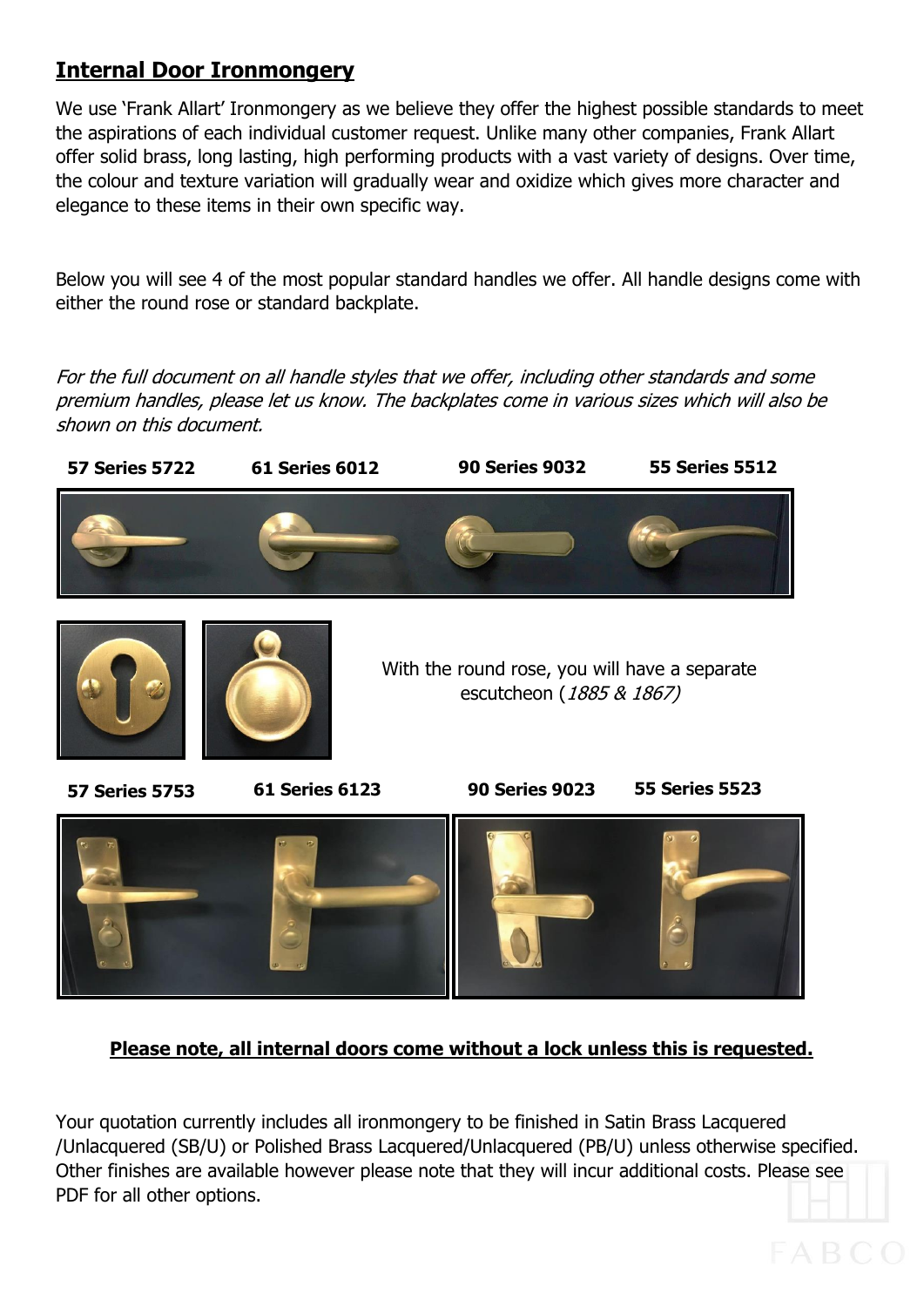## Internal Door Ironmongery

We use 'Frank Allart' Ironmongery as we believe they offer the highest possible standards to meet the aspirations of each individual customer request. Unlike many other companies, Frank Allart offer solid brass, long lasting, high performing products with a vast variety of designs. Over time, the colour and texture variation will gradually wear and oxidize which gives more character and elegance to these items in their own specific way.

Below you will see 4 of the most popular standard handles we offer. All handle designs come with either the round rose or standard backplate.

*For the full document on all handle styles that we offer, including other standards and some premium handles, please let us know. The backplates come in various sizes which will also be shown on this document.*

**57 Series 5722** **61 Series 6012** **90 Series 9032** **55 Series 5512**

With the round rose, you will have a separate escutcheon (*1885 & 1867)*

**57 Series 5753** **61 Series 6123** **90 Series 9023** **55 Series 5523**

**Please note, all internal doors come without a lock unless this is requested.**

Your quotation currently includes all ironmongery to be finished in Satin Brass Lacquered /Unlacquered (SB/U) or Polished Brass Lacquered/Unlacquered (PB/U) unless otherwise specified. Other finishes are available however please note that they will incur additional costs. Please see PDF for all other options.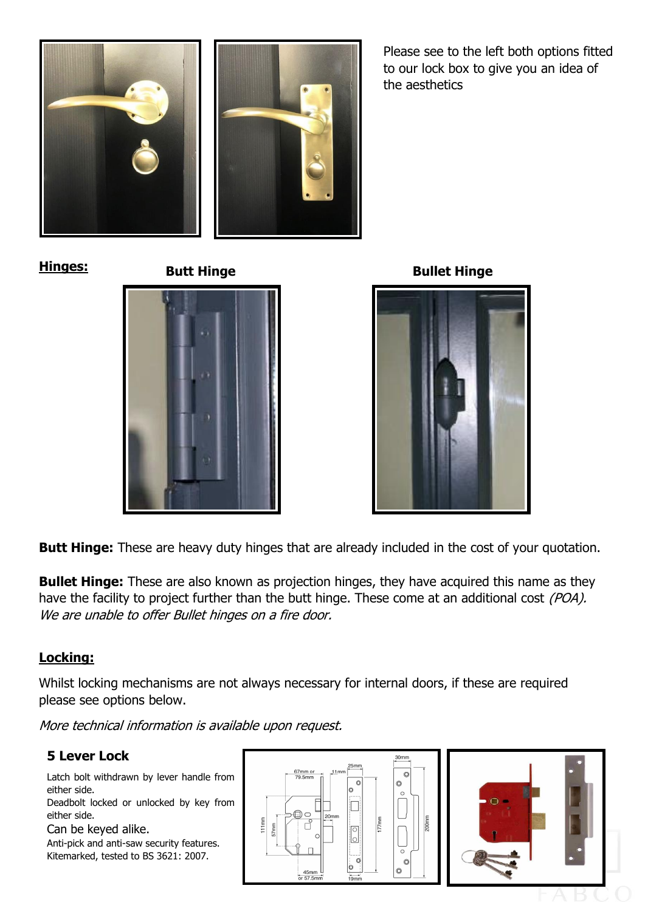Please see to the left both options fitted to our lock box to give you an idea of the aesthetics

**Hinges:**

**Butt Hinge**

**Bullet Hinge**

**Butt Hinge:** These are heavy duty hinges that are already included in the cost of your quotation.

**Bullet Hinge:** These are also known as projection hinges, they have acquired this name as they have the facility to project further than the butt hinge. These come at an additional cost *(POA). We are unable to offer Bullet hinges on a fire door.*

**Locking:**

Whilst locking mechanisms are not always necessary for internal doors, if these are required please see options below.

*More technical information is available upon request.*

### 5 Lever Lock

Latch bolt withdrawn by lever handle from either side.
Deadbolt locked or unlocked by key from either side.
Can be keyed alike.
Anti-pick and anti-saw security features.
Kitemarked, tested to BS 3621: 2007.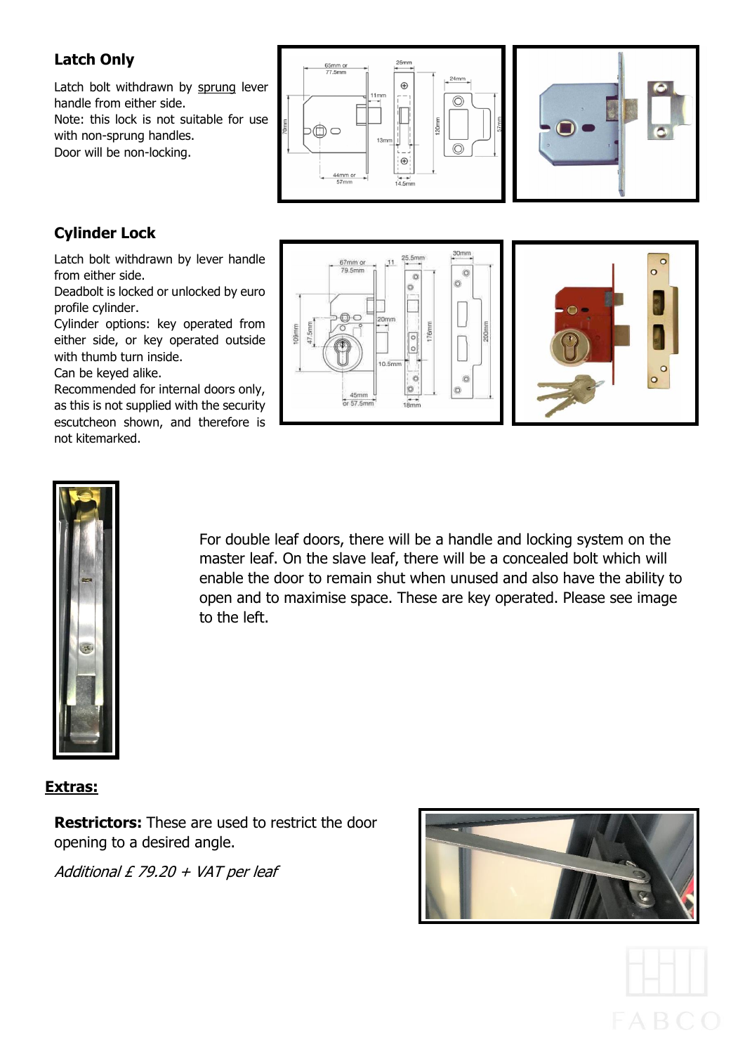## Latch Only

Latch bolt withdrawn by sprung lever handle from either side.
Note: this lock is not suitable for use with non-sprung handles.
Door will be non-locking.

## Cylinder Lock

Latch bolt withdrawn by lever handle from either side.
Deadbolt is locked or unlocked by euro profile cylinder.
Cylinder options: key operated from either side, or key operated outside with thumb turn inside.
Can be keyed alike.
Recommended for internal doors only, as this is not supplied with the security escutcheon shown, and therefore is not kitemarked.

For double leaf doors, there will be a handle and locking system on the master leaf. On the slave leaf, there will be a concealed bolt which will enable the door to remain shut when unused and also have the ability to open and to maximise space. These are key operated. Please see image to the left.

## Extras:

**Restrictors:** These are used to restrict the door opening to a desired angle.

*Additional £ 79.20 + VAT per leaf*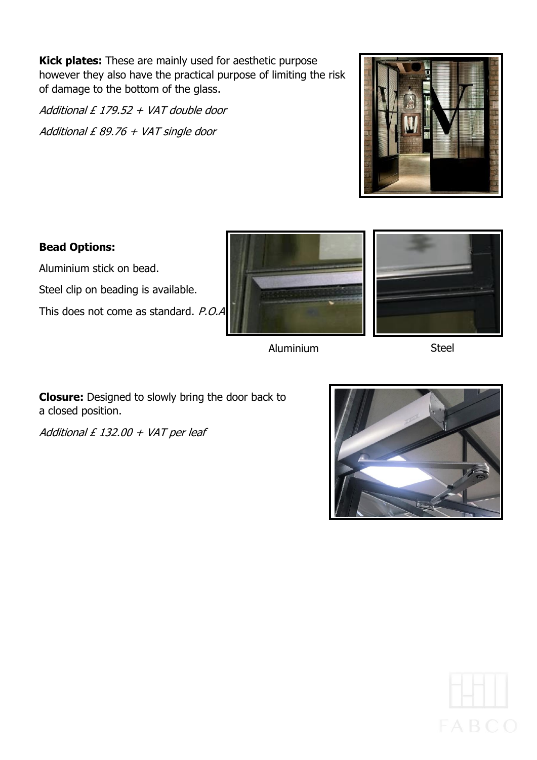**Kick plates:** These are mainly used for aesthetic purpose however they also have the practical purpose of limiting the risk of damage to the bottom of the glass.

*Additional £ 179.52 + VAT double door*

*Additional £ 89.76 + VAT single door*

**Bead Options:**

Aluminium stick on bead.

Steel clip on beading is available.

This does not come as standard. *P.O.A*

Aluminium

Steel

**Closure:** Designed to slowly bring the door back to a closed position.

*Additional £ 132.00 + VAT per leaf*